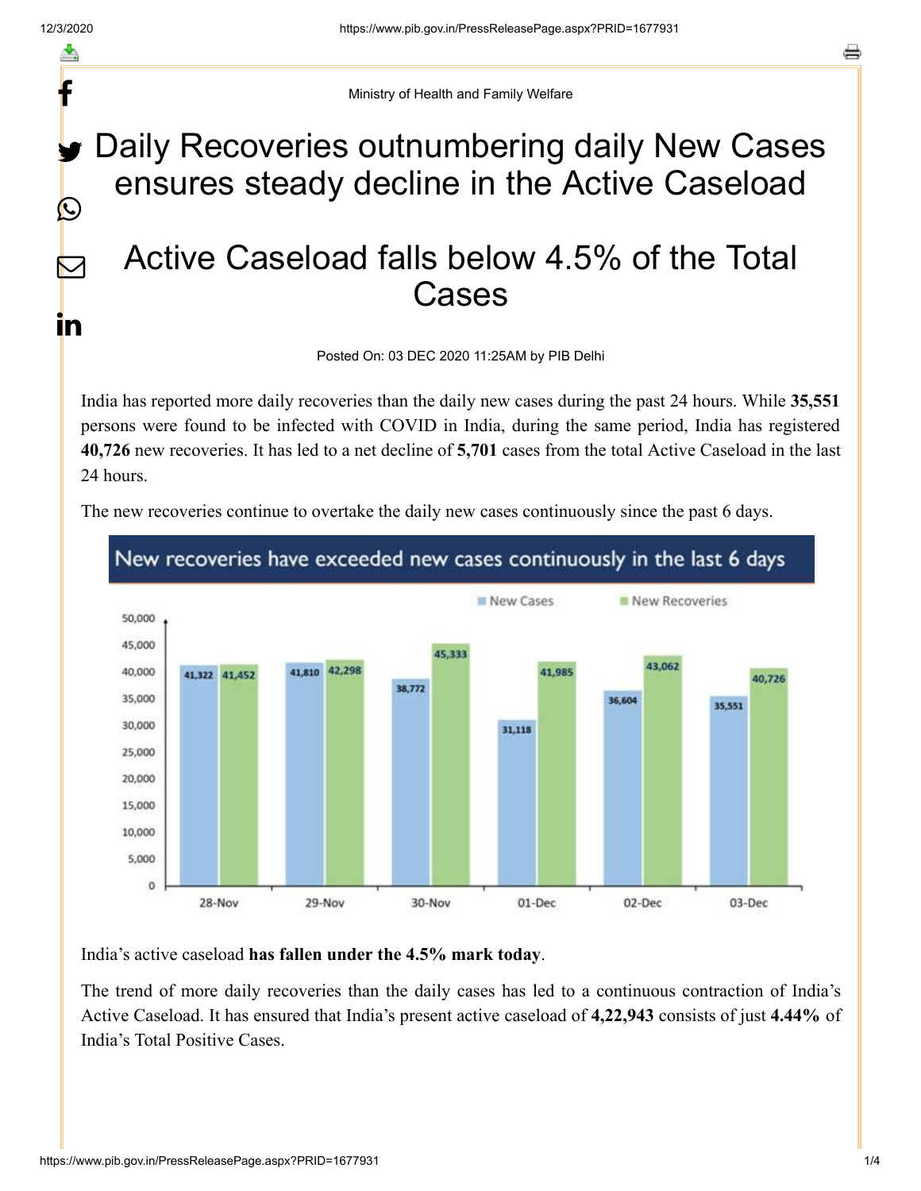Ministry of Health and Family Welfare

# Daily Recoveries outnumbering daily New Cases ensures steady decline in the Active Caseload

# Active Caseload falls below 4.5% of the Total Cases

Posted On: 03 DEC 2020 11:25AM by PIB Delhi

India has reported more daily recoveries than the daily new cases during the past 24 hours. While **35,551** persons were found to be infected with COVID in India, during the same period, India has registered **40,726** new recoveries. It has led to a net decline of **5,701** cases from the total Active Caseload in the last 24 hours.

The new recoveries continue to overtake the daily new cases continuously since the past 6 days.

**New recoveries have exceeded new cases continuously in the last 6 days**

| Date | New Cases | New Recoveries |
|---|---|---|
| 28-Nov | 41,322 | 41,452 |
| 29-Nov | 41,810 | 42,298 |
| 30-Nov | 38,772 | 45,333 |
| 01-Dec | 31,118 | 41,985 |
| 02-Dec | 36,604 | 43,062 |
| 03-Dec | 35,551 | 40,726 |

India's active caseload **has fallen under the 4.5% mark today**.

The trend of more daily recoveries than the daily cases has led to a continuous contraction of India's Active Caseload. It has ensured that India's present active caseload of **4,22,943** consists of just **4.44%** of India's Total Positive Cases.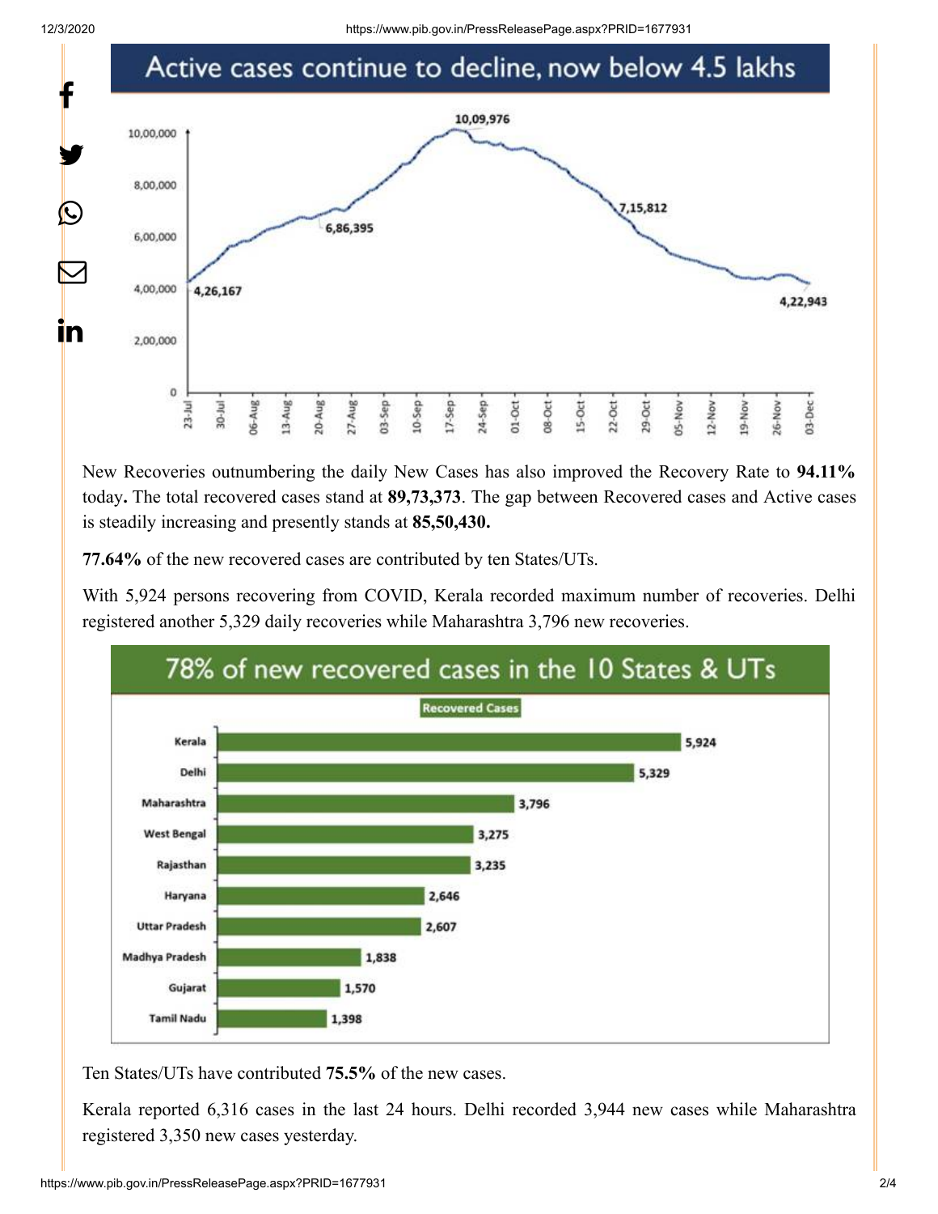## Active cases continue to decline, now below 4.5 lakhs

New Recoveries outnumbering the daily New Cases has also improved the Recovery Rate to **94.11%** today**.** The total recovered cases stand at **89,73,373**. The gap between Recovered cases and Active cases is steadily increasing and presently stands at **85,50,430.**

**77.64%** of the new recovered cases are contributed by ten States/UTs.

With 5,924 persons recovering from COVID, Kerala recorded maximum number of recoveries. Delhi registered another 5,329 daily recoveries while Maharashtra 3,796 new recoveries.

## 78% of new recovered cases in the 10 States & UTs

| State | Recovered Cases |
|---|---|
| Kerala | 5,924 |
| Delhi | 5,329 |
| Maharashtra | 3,796 |
| West Bengal | 3,275 |
| Rajasthan | 3,235 |
| Haryana | 2,646 |
| Uttar Pradesh | 2,607 |
| Madhya Pradesh | 1,838 |
| Gujarat | 1,570 |
| Tamil Nadu | 1,398 |

Ten States/UTs have contributed **75.5%** of the new cases.

Kerala reported 6,316 cases in the last 24 hours. Delhi recorded 3,944 new cases while Maharashtra registered 3,350 new cases yesterday.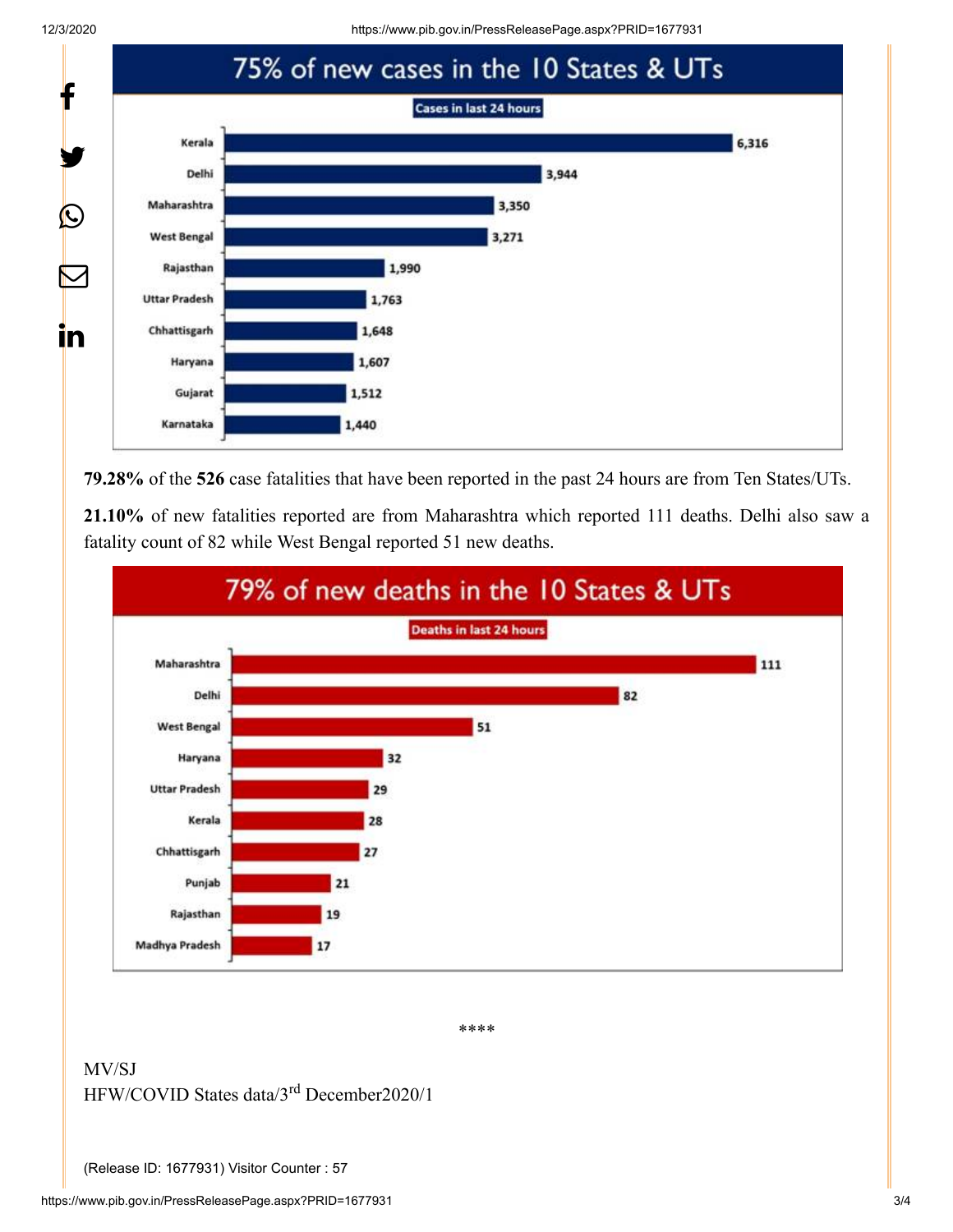## 75% of new cases in the 10 States & UTs

**Cases in last 24 hours**

| State | Cases |
|---|---|
| Kerala | 6,316 |
| Delhi | 3,944 |
| Maharashtra | 3,350 |
| West Bengal | 3,271 |
| Rajasthan | 1,990 |
| Uttar Pradesh | 1,763 |
| Chhattisgarh | 1,648 |
| Haryana | 1,607 |
| Gujarat | 1,512 |
| Karnataka | 1,440 |

**79.28%** of the **526** case fatalities that have been reported in the past 24 hours are from Ten States/UTs.

**21.10%** of new fatalities reported are from Maharashtra which reported 111 deaths. Delhi also saw a fatality count of 82 while West Bengal reported 51 new deaths.

## 79% of new deaths in the 10 States & UTs

**Deaths in last 24 hours**

| State | Deaths |
|---|---|
| Maharashtra | 111 |
| Delhi | 82 |
| West Bengal | 51 |
| Haryana | 32 |
| Uttar Pradesh | 29 |
| Kerala | 28 |
| Chhattisgarh | 27 |
| Punjab | 21 |
| Rajasthan | 19 |
| Madhya Pradesh | 17 |

****

MV/SJ

HFW/COVID States data/3rd December2020/1

(Release ID: 1677931) Visitor Counter : 57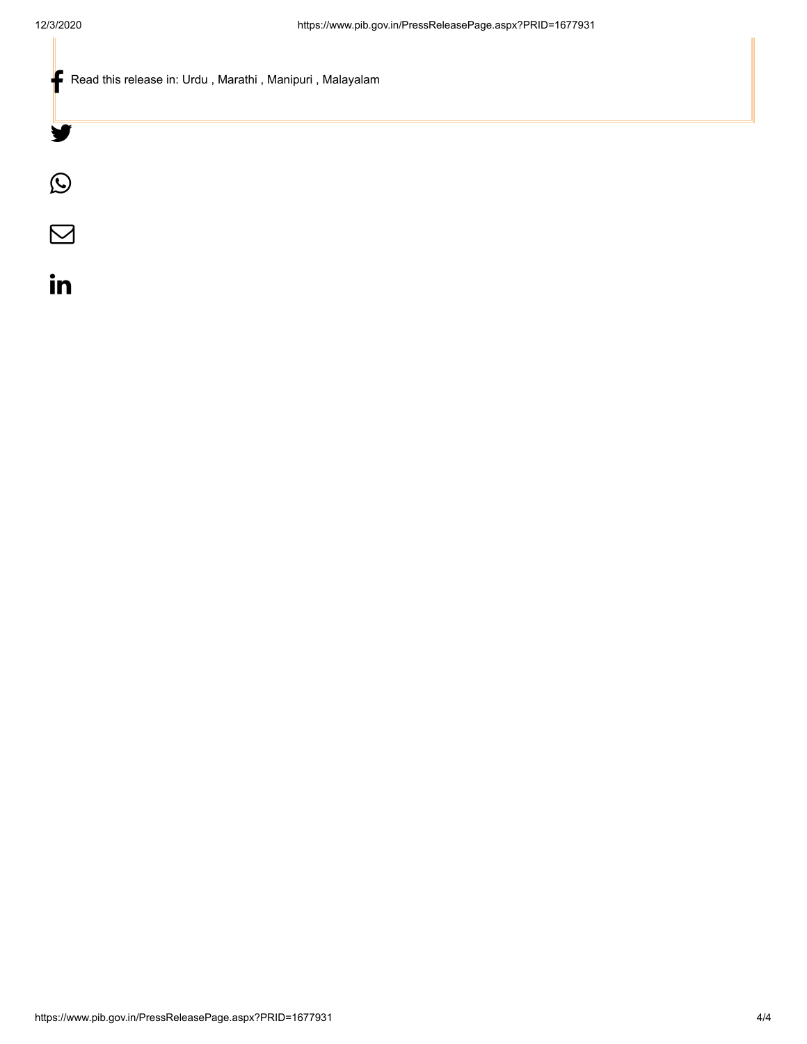Read this release in: Urdu , Marathi , Manipuri , Malayalam